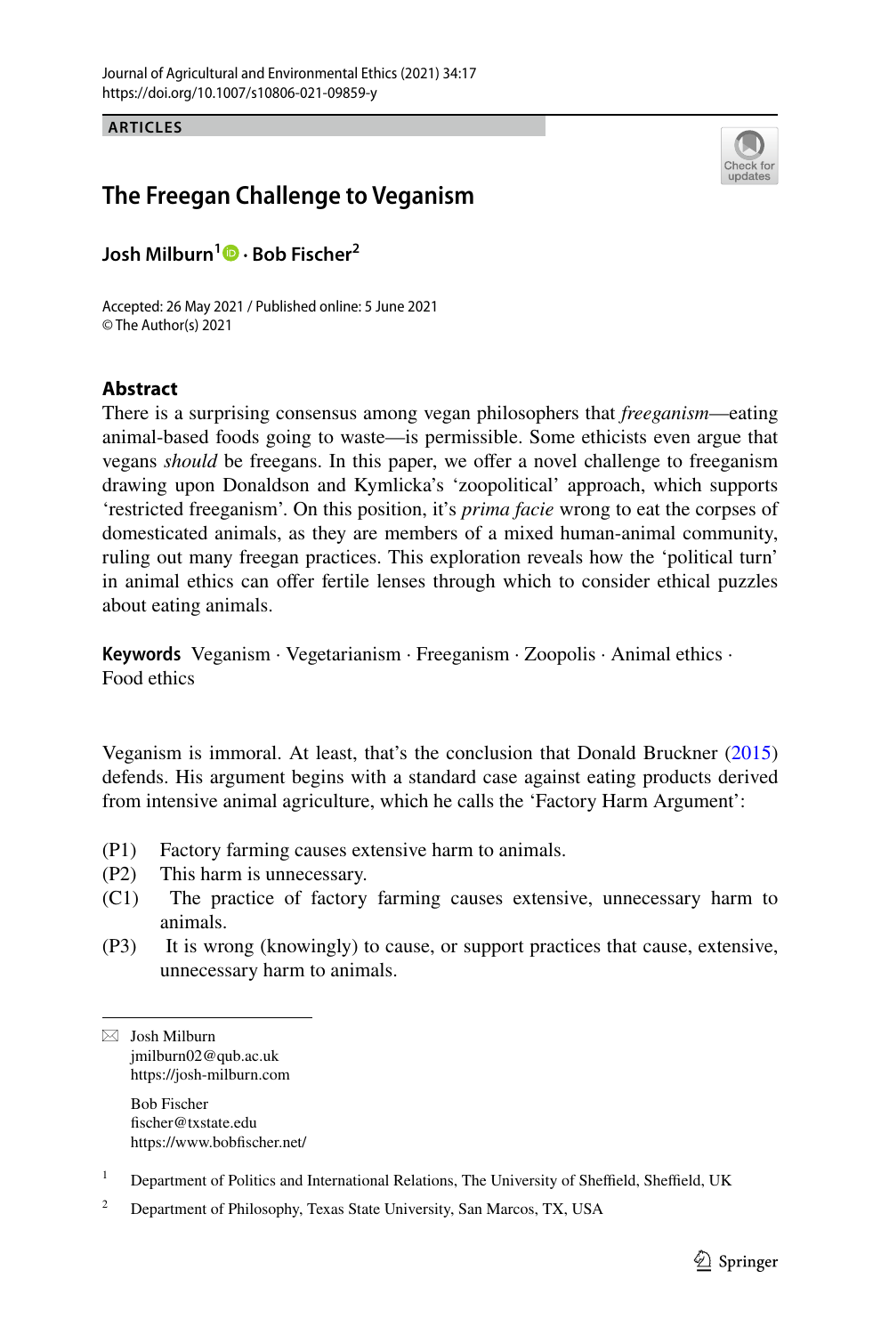ARTICLES

# The Freegan Challenge to Veganism

**Josh Milburn[1] · Bob Fischer[2]**

Accepted: 26 May 2021 / Published online: 5 June 2021
© The Author(s) 2021

## Abstract

There is a surprising consensus among vegan philosophers that *freeganism*—eating animal-based foods going to waste—is permissible. Some ethicists even argue that vegans *should* be freegans. In this paper, we offer a novel challenge to freeganism drawing upon Donaldson and Kymlicka's 'zoopolitical' approach, which supports 'restricted freeganism'. On this position, it's *prima facie* wrong to eat the corpses of domesticated animals, as they are members of a mixed human-animal community, ruling out many freegan practices. This exploration reveals how the 'political turn' in animal ethics can offer fertile lenses through which to consider ethical puzzles about eating animals.

**Keywords** Veganism · Vegetarianism · Freeganism · Zoopolis · Animal ethics · Food ethics

Veganism is immoral. At least, that's the conclusion that Donald Bruckner (2015) defends. His argument begins with a standard case against eating products derived from intensive animal agriculture, which he calls the 'Factory Harm Argument':

(P1) Factory farming causes extensive harm to animals.
(P2) This harm is unnecessary.
(C1) The practice of factory farming causes extensive, unnecessary harm to animals.
(P3) It is wrong (knowingly) to cause, or support practices that cause, extensive, unnecessary harm to animals.

---

✉ Josh Milburn
jmilburn02@qub.ac.uk
https://josh-milburn.com

Bob Fischer
fischer@txstate.edu
https://www.bobfischer.net/

[1] Department of Politics and International Relations, The University of Sheffield, Sheffield, UK

[2] Department of Philosophy, Texas State University, San Marcos, TX, USA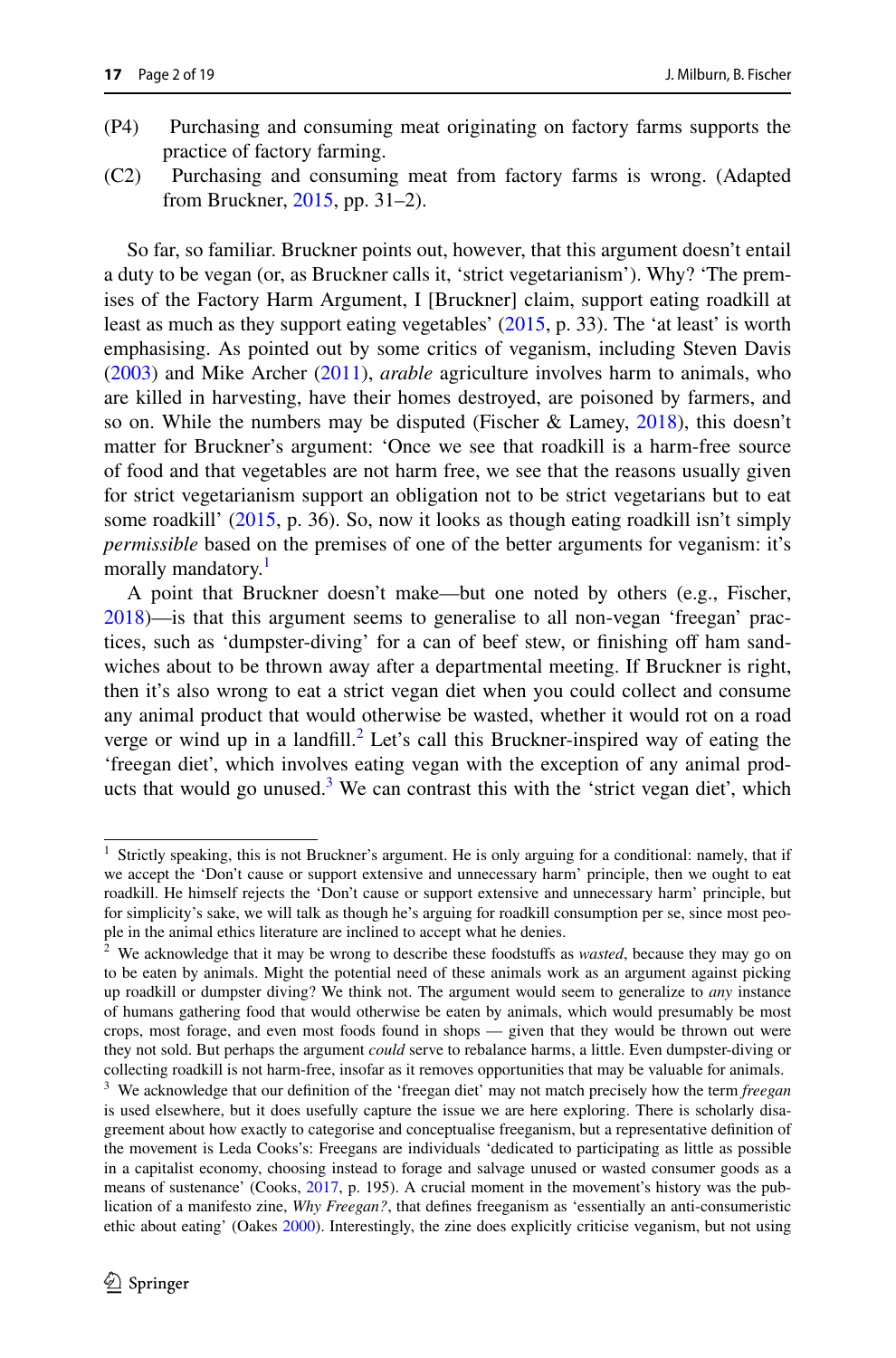(P4) Purchasing and consuming meat originating on factory farms supports the practice of factory farming.

(C2) Purchasing and consuming meat from factory farms is wrong. (Adapted from Bruckner, 2015, pp. 31–2).

So far, so familiar. Bruckner points out, however, that this argument doesn't entail a duty to be vegan (or, as Bruckner calls it, 'strict vegetarianism'). Why? 'The premises of the Factory Harm Argument, I [Bruckner] claim, support eating roadkill at least as much as they support eating vegetables' (2015, p. 33). The 'at least' is worth emphasising. As pointed out by some critics of veganism, including Steven Davis (2003) and Mike Archer (2011), *arable* agriculture involves harm to animals, who are killed in harvesting, have their homes destroyed, are poisoned by farmers, and so on. While the numbers may be disputed (Fischer & Lamey, 2018), this doesn't matter for Bruckner's argument: 'Once we see that roadkill is a harm-free source of food and that vegetables are not harm free, we see that the reasons usually given for strict vegetarianism support an obligation not to be strict vegetarians but to eat some roadkill' (2015, p. 36). So, now it looks as though eating roadkill isn't simply *permissible* based on the premises of one of the better arguments for veganism: it's morally mandatory.[1]

A point that Bruckner doesn't make—but one noted by others (e.g., Fischer, 2018)—is that this argument seems to generalise to all non-vegan 'freegan' practices, such as 'dumpster-diving' for a can of beef stew, or finishing off ham sandwiches about to be thrown away after a departmental meeting. If Bruckner is right, then it's also wrong to eat a strict vegan diet when you could collect and consume any animal product that would otherwise be wasted, whether it would rot on a road verge or wind up in a landfill.[2] Let's call this Bruckner-inspired way of eating the 'freegan diet', which involves eating vegan with the exception of any animal products that would go unused.[3] We can contrast this with the 'strict vegan diet', which

[1] Strictly speaking, this is not Bruckner's argument. He is only arguing for a conditional: namely, that if we accept the 'Don't cause or support extensive and unnecessary harm' principle, then we ought to eat roadkill. He himself rejects the 'Don't cause or support extensive and unnecessary harm' principle, but for simplicity's sake, we will talk as though he's arguing for roadkill consumption per se, since most people in the animal ethics literature are inclined to accept what he denies.

[2] We acknowledge that it may be wrong to describe these foodstuffs as *wasted*, because they may go on to be eaten by animals. Might the potential need of these animals work as an argument against picking up roadkill or dumpster diving? We think not. The argument would seem to generalize to *any* instance of humans gathering food that would otherwise be eaten by animals, which would presumably be most crops, most forage, and even most foods found in shops — given that they would be thrown out were they not sold. But perhaps the argument *could* serve to rebalance harms, a little. Even dumpster-diving or collecting roadkill is not harm-free, insofar as it removes opportunities that may be valuable for animals.

[3] We acknowledge that our definition of the 'freegan diet' may not match precisely how the term *freegan* is used elsewhere, but it does usefully capture the issue we are here exploring. There is scholarly disagreement about how exactly to categorise and conceptualise freeganism, but a representative definition of the movement is Leda Cooks's: Freegans are individuals 'dedicated to participating as little as possible in a capitalist economy, choosing instead to forage and salvage unused or wasted consumer goods as a means of sustenance' (Cooks, 2017, p. 195). A crucial moment in the movement's history was the publication of a manifesto zine, *Why Freegan?*, that defines freeganism as 'essentially an anti-consumeristic ethic about eating' (Oakes 2000). Interestingly, the zine does explicitly criticise veganism, but not using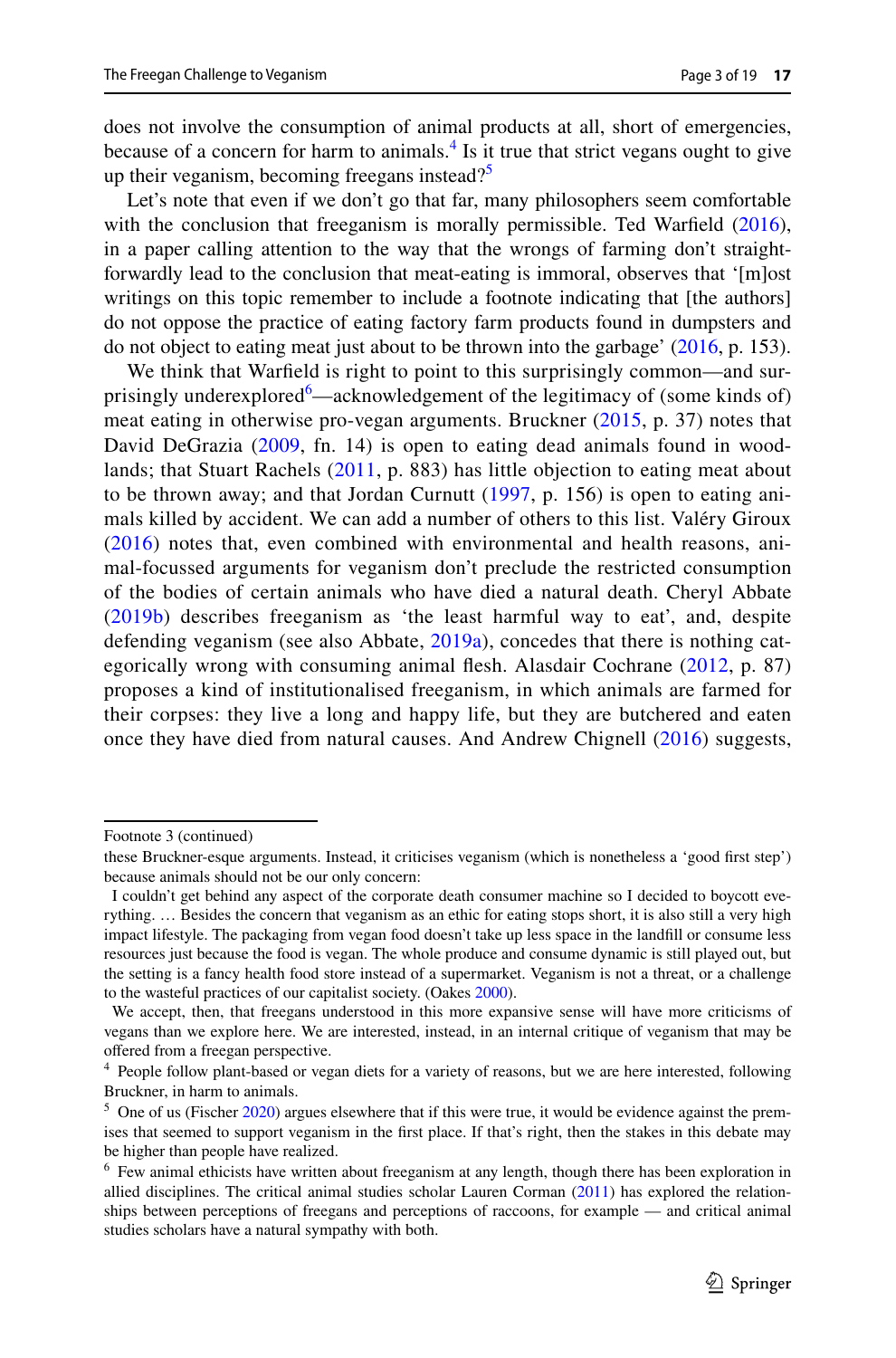does not involve the consumption of animal products at all, short of emergencies, because of a concern for harm to animals.[4] Is it true that strict vegans ought to give up their veganism, becoming freegans instead?[5]

Let's note that even if we don't go that far, many philosophers seem comfortable with the conclusion that freeganism is morally permissible. Ted Warfield (2016), in a paper calling attention to the way that the wrongs of farming don't straightforwardly lead to the conclusion that meat-eating is immoral, observes that '[m]ost writings on this topic remember to include a footnote indicating that [the authors] do not oppose the practice of eating factory farm products found in dumpsters and do not object to eating meat just about to be thrown into the garbage' (2016, p. 153).

We think that Warfield is right to point to this surprisingly common—and surprisingly underexplored[6]—acknowledgement of the legitimacy of (some kinds of) meat eating in otherwise pro-vegan arguments. Bruckner (2015, p. 37) notes that David DeGrazia (2009, fn. 14) is open to eating dead animals found in woodlands; that Stuart Rachels (2011, p. 883) has little objection to eating meat about to be thrown away; and that Jordan Curnutt (1997, p. 156) is open to eating animals killed by accident. We can add a number of others to this list. Valéry Giroux (2016) notes that, even combined with environmental and health reasons, animal-focussed arguments for veganism don't preclude the restricted consumption of the bodies of certain animals who have died a natural death. Cheryl Abbate (2019b) describes freeganism as 'the least harmful way to eat', and, despite defending veganism (see also Abbate, 2019a), concedes that there is nothing categorically wrong with consuming animal flesh. Alasdair Cochrane (2012, p. 87) proposes a kind of institutionalised freeganism, in which animals are farmed for their corpses: they live a long and happy life, but they are butchered and eaten once they have died from natural causes. And Andrew Chignell (2016) suggests,

---

Footnote 3 (continued)

these Bruckner-esque arguments. Instead, it criticises veganism (which is nonetheless a 'good first step') because animals should not be our only concern:

I couldn't get behind any aspect of the corporate death consumer machine so I decided to boycott everything. … Besides the concern that veganism as an ethic for eating stops short, it is also still a very high impact lifestyle. The packaging from vegan food doesn't take up less space in the landfill or consume less resources just because the food is vegan. The whole produce and consume dynamic is still played out, but the setting is a fancy health food store instead of a supermarket. Veganism is not a threat, or a challenge to the wasteful practices of our capitalist society. (Oakes 2000).

We accept, then, that freegans understood in this more expansive sense will have more criticisms of vegans than we explore here. We are interested, instead, in an internal critique of veganism that may be offered from a freegan perspective.

[4] People follow plant-based or vegan diets for a variety of reasons, but we are here interested, following Bruckner, in harm to animals.

[5] One of us (Fischer 2020) argues elsewhere that if this were true, it would be evidence against the premises that seemed to support veganism in the first place. If that's right, then the stakes in this debate may be higher than people have realized.

[6] Few animal ethicists have written about freeganism at any length, though there has been exploration in allied disciplines. The critical animal studies scholar Lauren Corman (2011) has explored the relationships between perceptions of freegans and perceptions of raccoons, for example — and critical animal studies scholars have a natural sympathy with both.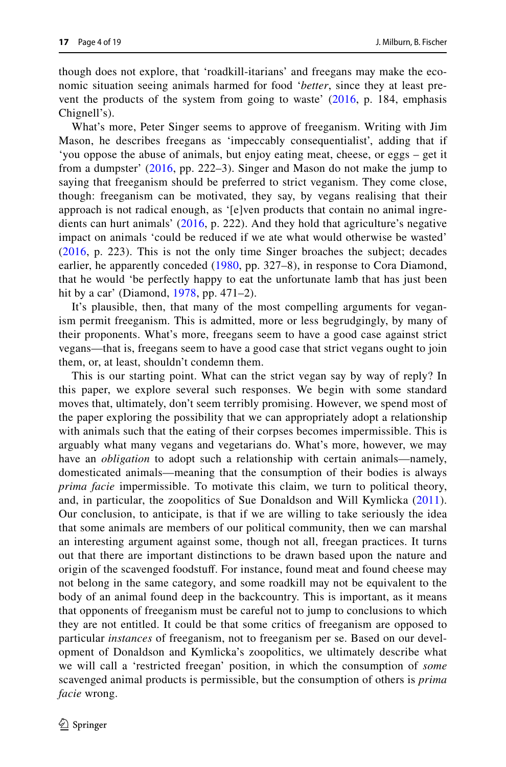though does not explore, that 'roadkill-itarians' and freegans may make the economic situation seeing animals harmed for food '*better*, since they at least prevent the products of the system from going to waste' (2016, p. 184, emphasis Chignell's).

What's more, Peter Singer seems to approve of freeganism. Writing with Jim Mason, he describes freegans as 'impeccably consequentialist', adding that if 'you oppose the abuse of animals, but enjoy eating meat, cheese, or eggs – get it from a dumpster' (2016, pp. 222–3). Singer and Mason do not make the jump to saying that freeganism should be preferred to strict veganism. They come close, though: freeganism can be motivated, they say, by vegans realising that their approach is not radical enough, as '[e]ven products that contain no animal ingredients can hurt animals' (2016, p. 222). And they hold that agriculture's negative impact on animals 'could be reduced if we ate what would otherwise be wasted' (2016, p. 223). This is not the only time Singer broaches the subject; decades earlier, he apparently conceded (1980, pp. 327–8), in response to Cora Diamond, that he would 'be perfectly happy to eat the unfortunate lamb that has just been hit by a car' (Diamond, 1978, pp. 471–2).

It's plausible, then, that many of the most compelling arguments for veganism permit freeganism. This is admitted, more or less begrudgingly, by many of their proponents. What's more, freegans seem to have a good case against strict vegans—that is, freegans seem to have a good case that strict vegans ought to join them, or, at least, shouldn't condemn them.

This is our starting point. What can the strict vegan say by way of reply? In this paper, we explore several such responses. We begin with some standard moves that, ultimately, don't seem terribly promising. However, we spend most of the paper exploring the possibility that we can appropriately adopt a relationship with animals such that the eating of their corpses becomes impermissible. This is arguably what many vegans and vegetarians do. What's more, however, we may have an *obligation* to adopt such a relationship with certain animals—namely, domesticated animals—meaning that the consumption of their bodies is always *prima facie* impermissible. To motivate this claim, we turn to political theory, and, in particular, the zoopolitics of Sue Donaldson and Will Kymlicka (2011). Our conclusion, to anticipate, is that if we are willing to take seriously the idea that some animals are members of our political community, then we can marshal an interesting argument against some, though not all, freegan practices. It turns out that there are important distinctions to be drawn based upon the nature and origin of the scavenged foodstuff. For instance, found meat and found cheese may not belong in the same category, and some roadkill may not be equivalent to the body of an animal found deep in the backcountry. This is important, as it means that opponents of freeganism must be careful not to jump to conclusions to which they are not entitled. It could be that some critics of freeganism are opposed to particular *instances* of freeganism, not to freeganism per se. Based on our development of Donaldson and Kymlicka's zoopolitics, we ultimately describe what we will call a 'restricted freegan' position, in which the consumption of *some* scavenged animal products is permissible, but the consumption of others is *prima facie* wrong.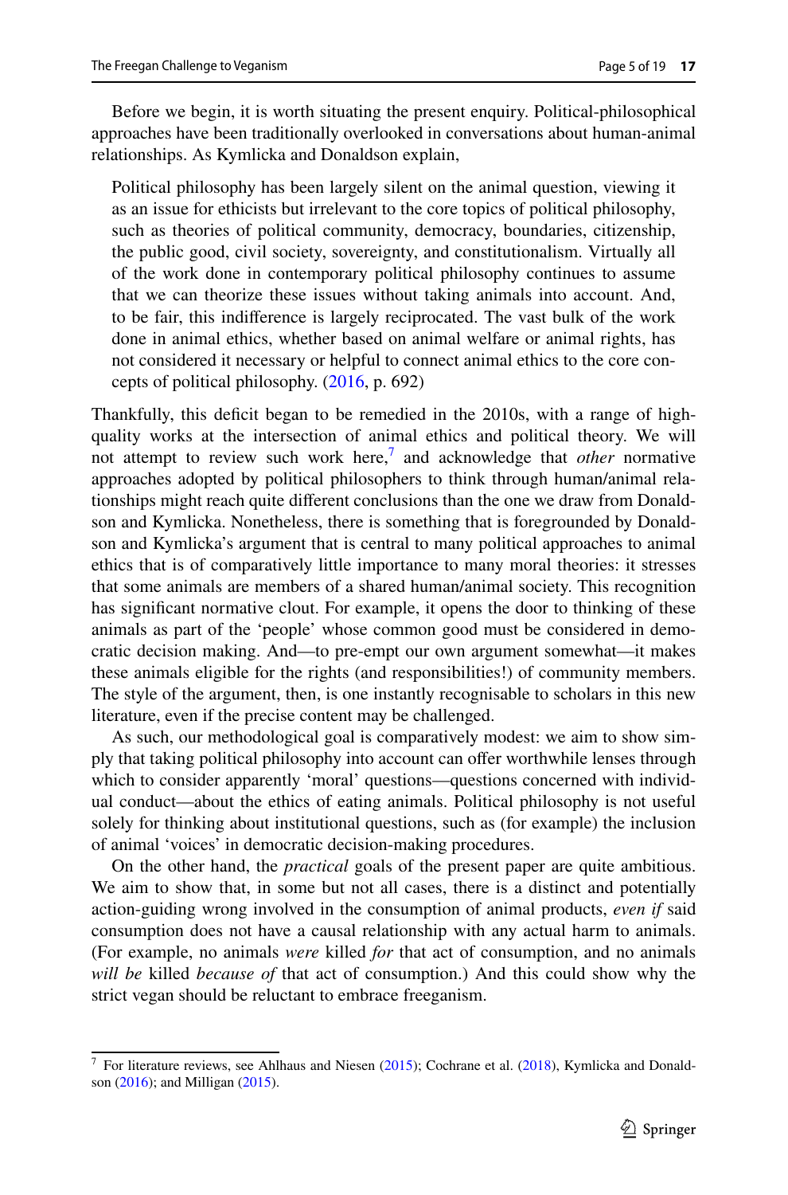Before we begin, it is worth situating the present enquiry. Political-philosophical approaches have been traditionally overlooked in conversations about human-animal relationships. As Kymlicka and Donaldson explain,

> Political philosophy has been largely silent on the animal question, viewing it as an issue for ethicists but irrelevant to the core topics of political philosophy, such as theories of political community, democracy, boundaries, citizenship, the public good, civil society, sovereignty, and constitutionalism. Virtually all of the work done in contemporary political philosophy continues to assume that we can theorize these issues without taking animals into account. And, to be fair, this indifference is largely reciprocated. The vast bulk of the work done in animal ethics, whether based on animal welfare or animal rights, has not considered it necessary or helpful to connect animal ethics to the core concepts of political philosophy. (2016, p. 692)

Thankfully, this deficit began to be remedied in the 2010s, with a range of high-quality works at the intersection of animal ethics and political theory. We will not attempt to review such work here,[7] and acknowledge that *other* normative approaches adopted by political philosophers to think through human/animal relationships might reach quite different conclusions than the one we draw from Donaldson and Kymlicka. Nonetheless, there is something that is foregrounded by Donaldson and Kymlicka's argument that is central to many political approaches to animal ethics that is of comparatively little importance to many moral theories: it stresses that some animals are members of a shared human/animal society. This recognition has significant normative clout. For example, it opens the door to thinking of these animals as part of the 'people' whose common good must be considered in democratic decision making. And—to pre-empt our own argument somewhat—it makes these animals eligible for the rights (and responsibilities!) of community members. The style of the argument, then, is one instantly recognisable to scholars in this new literature, even if the precise content may be challenged.

As such, our methodological goal is comparatively modest: we aim to show simply that taking political philosophy into account can offer worthwhile lenses through which to consider apparently 'moral' questions—questions concerned with individual conduct—about the ethics of eating animals. Political philosophy is not useful solely for thinking about institutional questions, such as (for example) the inclusion of animal 'voices' in democratic decision-making procedures.

On the other hand, the *practical* goals of the present paper are quite ambitious. We aim to show that, in some but not all cases, there is a distinct and potentially action-guiding wrong involved in the consumption of animal products, *even if* said consumption does not have a causal relationship with any actual harm to animals. (For example, no animals *were* killed *for* that act of consumption, and no animals *will be* killed *because of* that act of consumption.) And this could show why the strict vegan should be reluctant to embrace freeganism.

---

[7] For literature reviews, see Ahlhaus and Niesen (2015); Cochrane et al. (2018), Kymlicka and Donaldson (2016); and Milligan (2015).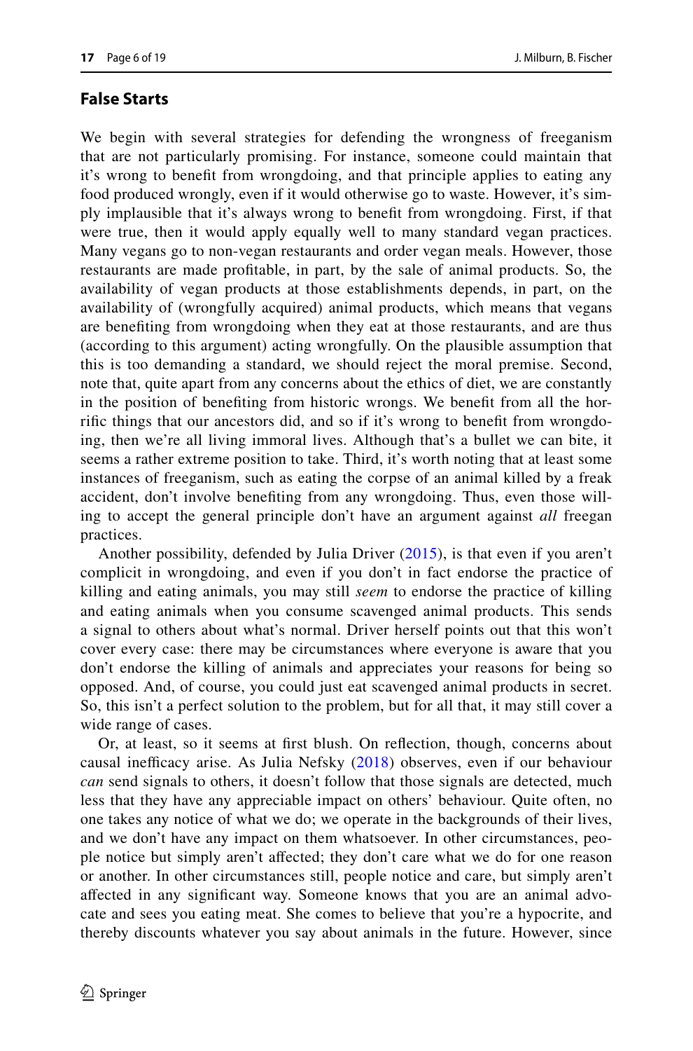## False Starts

We begin with several strategies for defending the wrongness of freeganism that are not particularly promising. For instance, someone could maintain that it's wrong to benefit from wrongdoing, and that principle applies to eating any food produced wrongly, even if it would otherwise go to waste. However, it's simply implausible that it's always wrong to benefit from wrongdoing. First, if that were true, then it would apply equally well to many standard vegan practices. Many vegans go to non-vegan restaurants and order vegan meals. However, those restaurants are made profitable, in part, by the sale of animal products. So, the availability of vegan products at those establishments depends, in part, on the availability of (wrongfully acquired) animal products, which means that vegans are benefiting from wrongdoing when they eat at those restaurants, and are thus (according to this argument) acting wrongfully. On the plausible assumption that this is too demanding a standard, we should reject the moral premise. Second, note that, quite apart from any concerns about the ethics of diet, we are constantly in the position of benefiting from historic wrongs. We benefit from all the horrific things that our ancestors did, and so if it's wrong to benefit from wrongdoing, then we're all living immoral lives. Although that's a bullet we can bite, it seems a rather extreme position to take. Third, it's worth noting that at least some instances of freeganism, such as eating the corpse of an animal killed by a freak accident, don't involve benefiting from any wrongdoing. Thus, even those willing to accept the general principle don't have an argument against *all* freegan practices.

Another possibility, defended by Julia Driver (2015), is that even if you aren't complicit in wrongdoing, and even if you don't in fact endorse the practice of killing and eating animals, you may still *seem* to endorse the practice of killing and eating animals when you consume scavenged animal products. This sends a signal to others about what's normal. Driver herself points out that this won't cover every case: there may be circumstances where everyone is aware that you don't endorse the killing of animals and appreciates your reasons for being so opposed. And, of course, you could just eat scavenged animal products in secret. So, this isn't a perfect solution to the problem, but for all that, it may still cover a wide range of cases.

Or, at least, so it seems at first blush. On reflection, though, concerns about causal inefficacy arise. As Julia Nefsky (2018) observes, even if our behaviour *can* send signals to others, it doesn't follow that those signals are detected, much less that they have any appreciable impact on others' behaviour. Quite often, no one takes any notice of what we do; we operate in the backgrounds of their lives, and we don't have any impact on them whatsoever. In other circumstances, people notice but simply aren't affected; they don't care what we do for one reason or another. In other circumstances still, people notice and care, but simply aren't affected in any significant way. Someone knows that you are an animal advocate and sees you eating meat. She comes to believe that you're a hypocrite, and thereby discounts whatever you say about animals in the future. However, since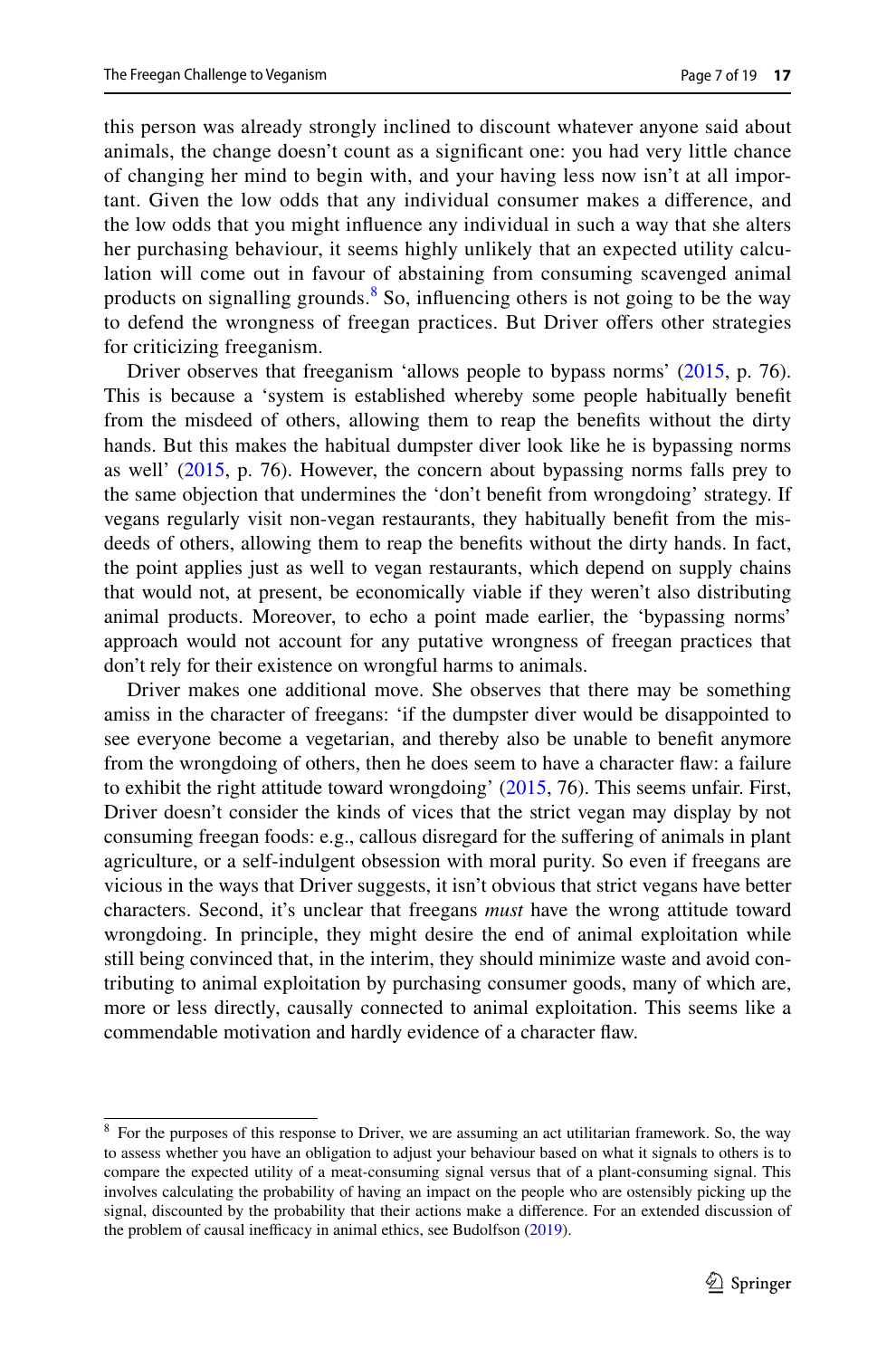this person was already strongly inclined to discount whatever anyone said about animals, the change doesn't count as a significant one: you had very little chance of changing her mind to begin with, and your having less now isn't at all important. Given the low odds that any individual consumer makes a difference, and the low odds that you might influence any individual in such a way that she alters her purchasing behaviour, it seems highly unlikely that an expected utility calculation will come out in favour of abstaining from consuming scavenged animal products on signalling grounds.[8] So, influencing others is not going to be the way to defend the wrongness of freegan practices. But Driver offers other strategies for criticizing freeganism.

Driver observes that freeganism 'allows people to bypass norms' (2015, p. 76). This is because a 'system is established whereby some people habitually benefit from the misdeed of others, allowing them to reap the benefits without the dirty hands. But this makes the habitual dumpster diver look like he is bypassing norms as well' (2015, p. 76). However, the concern about bypassing norms falls prey to the same objection that undermines the 'don't benefit from wrongdoing' strategy. If vegans regularly visit non-vegan restaurants, they habitually benefit from the misdeeds of others, allowing them to reap the benefits without the dirty hands. In fact, the point applies just as well to vegan restaurants, which depend on supply chains that would not, at present, be economically viable if they weren't also distributing animal products. Moreover, to echo a point made earlier, the 'bypassing norms' approach would not account for any putative wrongness of freegan practices that don't rely for their existence on wrongful harms to animals.

Driver makes one additional move. She observes that there may be something amiss in the character of freegans: 'if the dumpster diver would be disappointed to see everyone become a vegetarian, and thereby also be unable to benefit anymore from the wrongdoing of others, then he does seem to have a character flaw: a failure to exhibit the right attitude toward wrongdoing' (2015, 76). This seems unfair. First, Driver doesn't consider the kinds of vices that the strict vegan may display by not consuming freegan foods: e.g., callous disregard for the suffering of animals in plant agriculture, or a self-indulgent obsession with moral purity. So even if freegans are vicious in the ways that Driver suggests, it isn't obvious that strict vegans have better characters. Second, it's unclear that freegans *must* have the wrong attitude toward wrongdoing. In principle, they might desire the end of animal exploitation while still being convinced that, in the interim, they should minimize waste and avoid contributing to animal exploitation by purchasing consumer goods, many of which are, more or less directly, causally connected to animal exploitation. This seems like a commendable motivation and hardly evidence of a character flaw.

---

[8] For the purposes of this response to Driver, we are assuming an act utilitarian framework. So, the way to assess whether you have an obligation to adjust your behaviour based on what it signals to others is to compare the expected utility of a meat-consuming signal versus that of a plant-consuming signal. This involves calculating the probability of having an impact on the people who are ostensibly picking up the signal, discounted by the probability that their actions make a difference. For an extended discussion of the problem of causal inefficacy in animal ethics, see Budolfson (2019).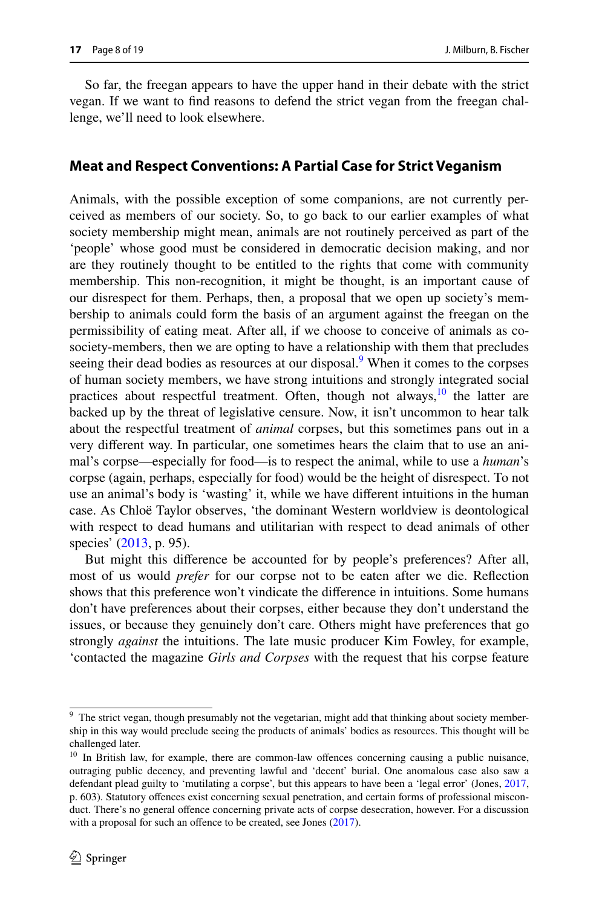So far, the freegan appears to have the upper hand in their debate with the strict vegan. If we want to find reasons to defend the strict vegan from the freegan challenge, we'll need to look elsewhere.

## Meat and Respect Conventions: A Partial Case for Strict Veganism

Animals, with the possible exception of some companions, are not currently perceived as members of our society. So, to go back to our earlier examples of what society membership might mean, animals are not routinely perceived as part of the 'people' whose good must be considered in democratic decision making, and nor are they routinely thought to be entitled to the rights that come with community membership. This non-recognition, it might be thought, is an important cause of our disrespect for them. Perhaps, then, a proposal that we open up society's membership to animals could form the basis of an argument against the freegan on the permissibility of eating meat. After all, if we choose to conceive of animals as co-society-members, then we are opting to have a relationship with them that precludes seeing their dead bodies as resources at our disposal.[9] When it comes to the corpses of human society members, we have strong intuitions and strongly integrated social practices about respectful treatment. Often, though not always,[10] the latter are backed up by the threat of legislative censure. Now, it isn't uncommon to hear talk about the respectful treatment of *animal* corpses, but this sometimes pans out in a very different way. In particular, one sometimes hears the claim that to use an animal's corpse—especially for food—is to respect the animal, while to use a *human*'s corpse (again, perhaps, especially for food) would be the height of disrespect. To not use an animal's body is 'wasting' it, while we have different intuitions in the human case. As Chloë Taylor observes, 'the dominant Western worldview is deontological with respect to dead humans and utilitarian with respect to dead animals of other species' (2013, p. 95).

But might this difference be accounted for by people's preferences? After all, most of us would *prefer* for our corpse not to be eaten after we die. Reflection shows that this preference won't vindicate the difference in intuitions. Some humans don't have preferences about their corpses, either because they don't understand the issues, or because they genuinely don't care. Others might have preferences that go strongly *against* the intuitions. The late music producer Kim Fowley, for example, 'contacted the magazine *Girls and Corpses* with the request that his corpse feature

---

[9] The strict vegan, though presumably not the vegetarian, might add that thinking about society membership in this way would preclude seeing the products of animals' bodies as resources. This thought will be challenged later.

[10] In British law, for example, there are common-law offences concerning causing a public nuisance, outraging public decency, and preventing lawful and 'decent' burial. One anomalous case also saw a defendant plead guilty to 'mutilating a corpse', but this appears to have been a 'legal error' (Jones, 2017, p. 603). Statutory offences exist concerning sexual penetration, and certain forms of professional misconduct. There's no general offence concerning private acts of corpse desecration, however. For a discussion with a proposal for such an offence to be created, see Jones (2017).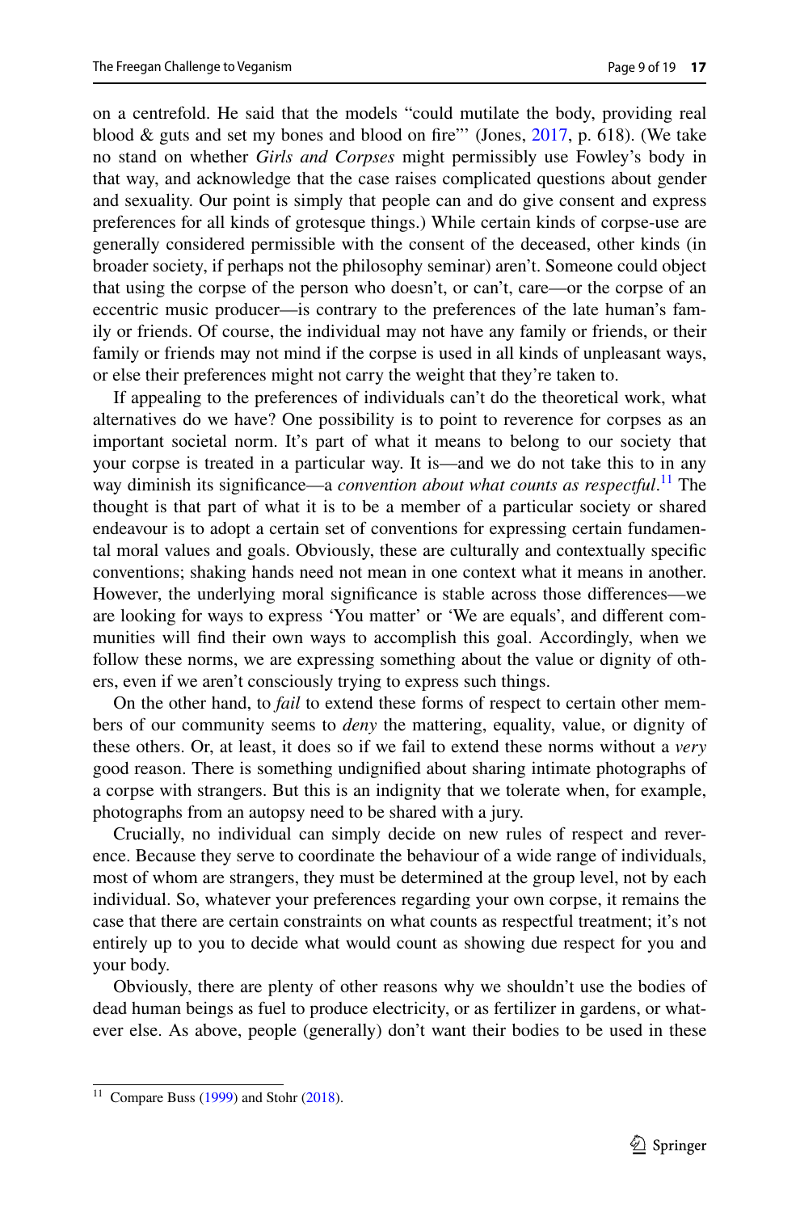on a centrefold. He said that the models "could mutilate the body, providing real blood & guts and set my bones and blood on fire"' (Jones, 2017, p. 618). (We take no stand on whether *Girls and Corpses* might permissibly use Fowley's body in that way, and acknowledge that the case raises complicated questions about gender and sexuality. Our point is simply that people can and do give consent and express preferences for all kinds of grotesque things.) While certain kinds of corpse-use are generally considered permissible with the consent of the deceased, other kinds (in broader society, if perhaps not the philosophy seminar) aren't. Someone could object that using the corpse of the person who doesn't, or can't, care—or the corpse of an eccentric music producer—is contrary to the preferences of the late human's family or friends. Of course, the individual may not have any family or friends, or their family or friends may not mind if the corpse is used in all kinds of unpleasant ways, or else their preferences might not carry the weight that they're taken to.

If appealing to the preferences of individuals can't do the theoretical work, what alternatives do we have? One possibility is to point to reverence for corpses as an important societal norm. It's part of what it means to belong to our society that your corpse is treated in a particular way. It is—and we do not take this to in any way diminish its significance—a *convention about what counts as respectful*.[11] The thought is that part of what it is to be a member of a particular society or shared endeavour is to adopt a certain set of conventions for expressing certain fundamental moral values and goals. Obviously, these are culturally and contextually specific conventions; shaking hands need not mean in one context what it means in another. However, the underlying moral significance is stable across those differences—we are looking for ways to express 'You matter' or 'We are equals', and different communities will find their own ways to accomplish this goal. Accordingly, when we follow these norms, we are expressing something about the value or dignity of others, even if we aren't consciously trying to express such things.

On the other hand, to *fail* to extend these forms of respect to certain other members of our community seems to *deny* the mattering, equality, value, or dignity of these others. Or, at least, it does so if we fail to extend these norms without a *very* good reason. There is something undignified about sharing intimate photographs of a corpse with strangers. But this is an indignity that we tolerate when, for example, photographs from an autopsy need to be shared with a jury.

Crucially, no individual can simply decide on new rules of respect and reverence. Because they serve to coordinate the behaviour of a wide range of individuals, most of whom are strangers, they must be determined at the group level, not by each individual. So, whatever your preferences regarding your own corpse, it remains the case that there are certain constraints on what counts as respectful treatment; it's not entirely up to you to decide what would count as showing due respect for you and your body.

Obviously, there are plenty of other reasons why we shouldn't use the bodies of dead human beings as fuel to produce electricity, or as fertilizer in gardens, or whatever else. As above, people (generally) don't want their bodies to be used in these

[11] Compare Buss (1999) and Stohr (2018).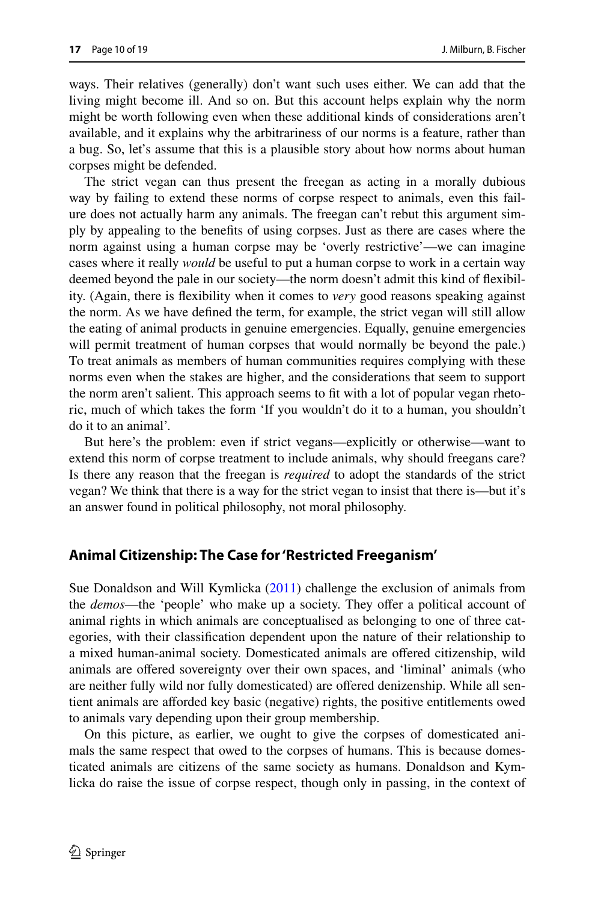ways. Their relatives (generally) don't want such uses either. We can add that the living might become ill. And so on. But this account helps explain why the norm might be worth following even when these additional kinds of considerations aren't available, and it explains why the arbitrariness of our norms is a feature, rather than a bug. So, let's assume that this is a plausible story about how norms about human corpses might be defended.

The strict vegan can thus present the freegan as acting in a morally dubious way by failing to extend these norms of corpse respect to animals, even this failure does not actually harm any animals. The freegan can't rebut this argument simply by appealing to the benefits of using corpses. Just as there are cases where the norm against using a human corpse may be 'overly restrictive'—we can imagine cases where it really *would* be useful to put a human corpse to work in a certain way deemed beyond the pale in our society—the norm doesn't admit this kind of flexibility. (Again, there is flexibility when it comes to *very* good reasons speaking against the norm. As we have defined the term, for example, the strict vegan will still allow the eating of animal products in genuine emergencies. Equally, genuine emergencies will permit treatment of human corpses that would normally be beyond the pale.) To treat animals as members of human communities requires complying with these norms even when the stakes are higher, and the considerations that seem to support the norm aren't salient. This approach seems to fit with a lot of popular vegan rhetoric, much of which takes the form 'If you wouldn't do it to a human, you shouldn't do it to an animal'.

But here's the problem: even if strict vegans—explicitly or otherwise—want to extend this norm of corpse treatment to include animals, why should freegans care? Is there any reason that the freegan is *required* to adopt the standards of the strict vegan? We think that there is a way for the strict vegan to insist that there is—but it's an answer found in political philosophy, not moral philosophy.

## Animal Citizenship: The Case for 'Restricted Freeganism'

Sue Donaldson and Will Kymlicka (2011) challenge the exclusion of animals from the *demos*—the 'people' who make up a society. They offer a political account of animal rights in which animals are conceptualised as belonging to one of three categories, with their classification dependent upon the nature of their relationship to a mixed human-animal society. Domesticated animals are offered citizenship, wild animals are offered sovereignty over their own spaces, and 'liminal' animals (who are neither fully wild nor fully domesticated) are offered denizenship. While all sentient animals are afforded key basic (negative) rights, the positive entitlements owed to animals vary depending upon their group membership.

On this picture, as earlier, we ought to give the corpses of domesticated animals the same respect that owed to the corpses of humans. This is because domesticated animals are citizens of the same society as humans. Donaldson and Kymlicka do raise the issue of corpse respect, though only in passing, in the context of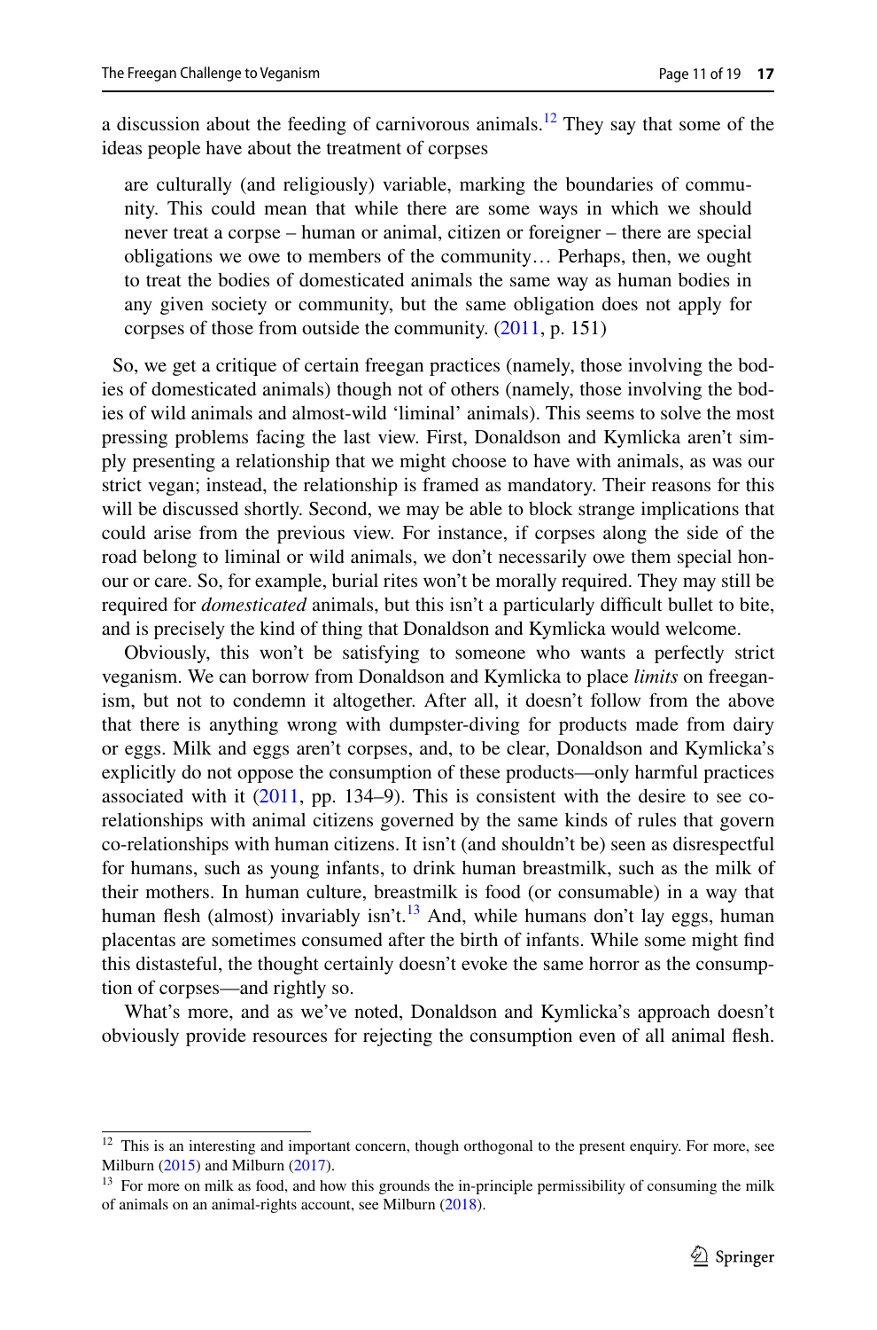a discussion about the feeding of carnivorous animals.[12] They say that some of the ideas people have about the treatment of corpses

> are culturally (and religiously) variable, marking the boundaries of community. This could mean that while there are some ways in which we should never treat a corpse – human or animal, citizen or foreigner – there are special obligations we owe to members of the community… Perhaps, then, we ought to treat the bodies of domesticated animals the same way as human bodies in any given society or community, but the same obligation does not apply for corpses of those from outside the community. (2011, p. 151)

So, we get a critique of certain freegan practices (namely, those involving the bodies of domesticated animals) though not of others (namely, those involving the bodies of wild animals and almost-wild 'liminal' animals). This seems to solve the most pressing problems facing the last view. First, Donaldson and Kymlicka aren't simply presenting a relationship that we might choose to have with animals, as was our strict vegan; instead, the relationship is framed as mandatory. Their reasons for this will be discussed shortly. Second, we may be able to block strange implications that could arise from the previous view. For instance, if corpses along the side of the road belong to liminal or wild animals, we don't necessarily owe them special honour or care. So, for example, burial rites won't be morally required. They may still be required for *domesticated* animals, but this isn't a particularly difficult bullet to bite, and is precisely the kind of thing that Donaldson and Kymlicka would welcome.

Obviously, this won't be satisfying to someone who wants a perfectly strict veganism. We can borrow from Donaldson and Kymlicka to place *limits* on freeganism, but not to condemn it altogether. After all, it doesn't follow from the above that there is anything wrong with dumpster-diving for products made from dairy or eggs. Milk and eggs aren't corpses, and, to be clear, Donaldson and Kymlicka's explicitly do not oppose the consumption of these products—only harmful practices associated with it (2011, pp. 134–9). This is consistent with the desire to see co-relationships with animal citizens governed by the same kinds of rules that govern co-relationships with human citizens. It isn't (and shouldn't be) seen as disrespectful for humans, such as young infants, to drink human breastmilk, such as the milk of their mothers. In human culture, breastmilk is food (or consumable) in a way that human flesh (almost) invariably isn't.[13] And, while humans don't lay eggs, human placentas are sometimes consumed after the birth of infants. While some might find this distasteful, the thought certainly doesn't evoke the same horror as the consumption of corpses—and rightly so.

What's more, and as we've noted, Donaldson and Kymlicka's approach doesn't obviously provide resources for rejecting the consumption even of all animal flesh.

---

[12] This is an interesting and important concern, though orthogonal to the present enquiry. For more, see Milburn (2015) and Milburn (2017).

[13] For more on milk as food, and how this grounds the in-principle permissibility of consuming the milk of animals on an animal-rights account, see Milburn (2018).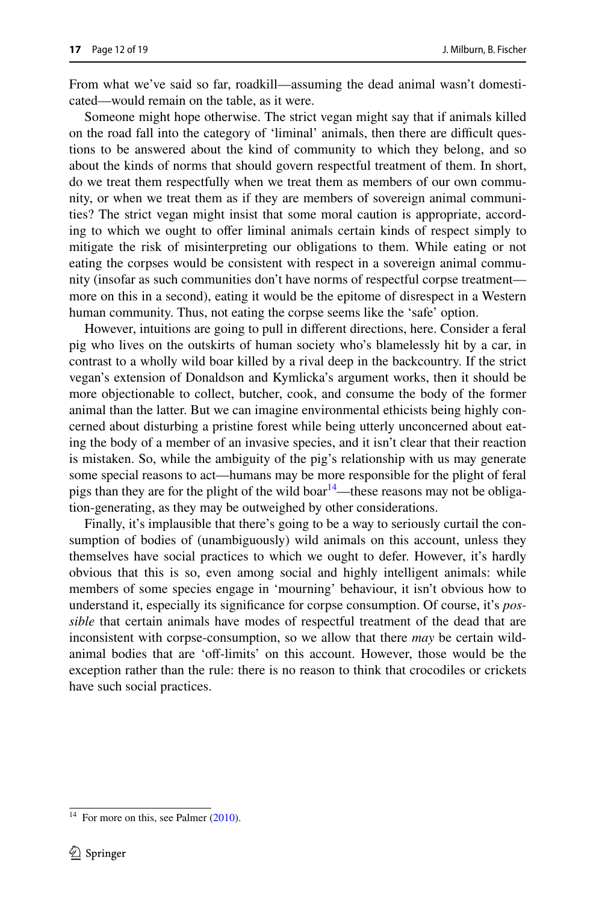From what we've said so far, roadkill—assuming the dead animal wasn't domesticated—would remain on the table, as it were.

Someone might hope otherwise. The strict vegan might say that if animals killed on the road fall into the category of 'liminal' animals, then there are difficult questions to be answered about the kind of community to which they belong, and so about the kinds of norms that should govern respectful treatment of them. In short, do we treat them respectfully when we treat them as members of our own community, or when we treat them as if they are members of sovereign animal communities? The strict vegan might insist that some moral caution is appropriate, according to which we ought to offer liminal animals certain kinds of respect simply to mitigate the risk of misinterpreting our obligations to them. While eating or not eating the corpses would be consistent with respect in a sovereign animal community (insofar as such communities don't have norms of respectful corpse treatment—more on this in a second), eating it would be the epitome of disrespect in a Western human community. Thus, not eating the corpse seems like the 'safe' option.

However, intuitions are going to pull in different directions, here. Consider a feral pig who lives on the outskirts of human society who's blamelessly hit by a car, in contrast to a wholly wild boar killed by a rival deep in the backcountry. If the strict vegan's extension of Donaldson and Kymlicka's argument works, then it should be more objectionable to collect, butcher, cook, and consume the body of the former animal than the latter. But we can imagine environmental ethicists being highly concerned about disturbing a pristine forest while being utterly unconcerned about eating the body of a member of an invasive species, and it isn't clear that their reaction is mistaken. So, while the ambiguity of the pig's relationship with us may generate some special reasons to act—humans may be more responsible for the plight of feral pigs than they are for the plight of the wild boar[14]—these reasons may not be obligation-generating, as they may be outweighed by other considerations.

Finally, it's implausible that there's going to be a way to seriously curtail the consumption of bodies of (unambiguously) wild animals on this account, unless they themselves have social practices to which we ought to defer. However, it's hardly obvious that this is so, even among social and highly intelligent animals: while members of some species engage in 'mourning' behaviour, it isn't obvious how to understand it, especially its significance for corpse consumption. Of course, it's *possible* that certain animals have modes of respectful treatment of the dead that are inconsistent with corpse-consumption, so we allow that there *may* be certain wild-animal bodies that are 'off-limits' on this account. However, those would be the exception rather than the rule: there is no reason to think that crocodiles or crickets have such social practices.

---

[14] For more on this, see Palmer (2010).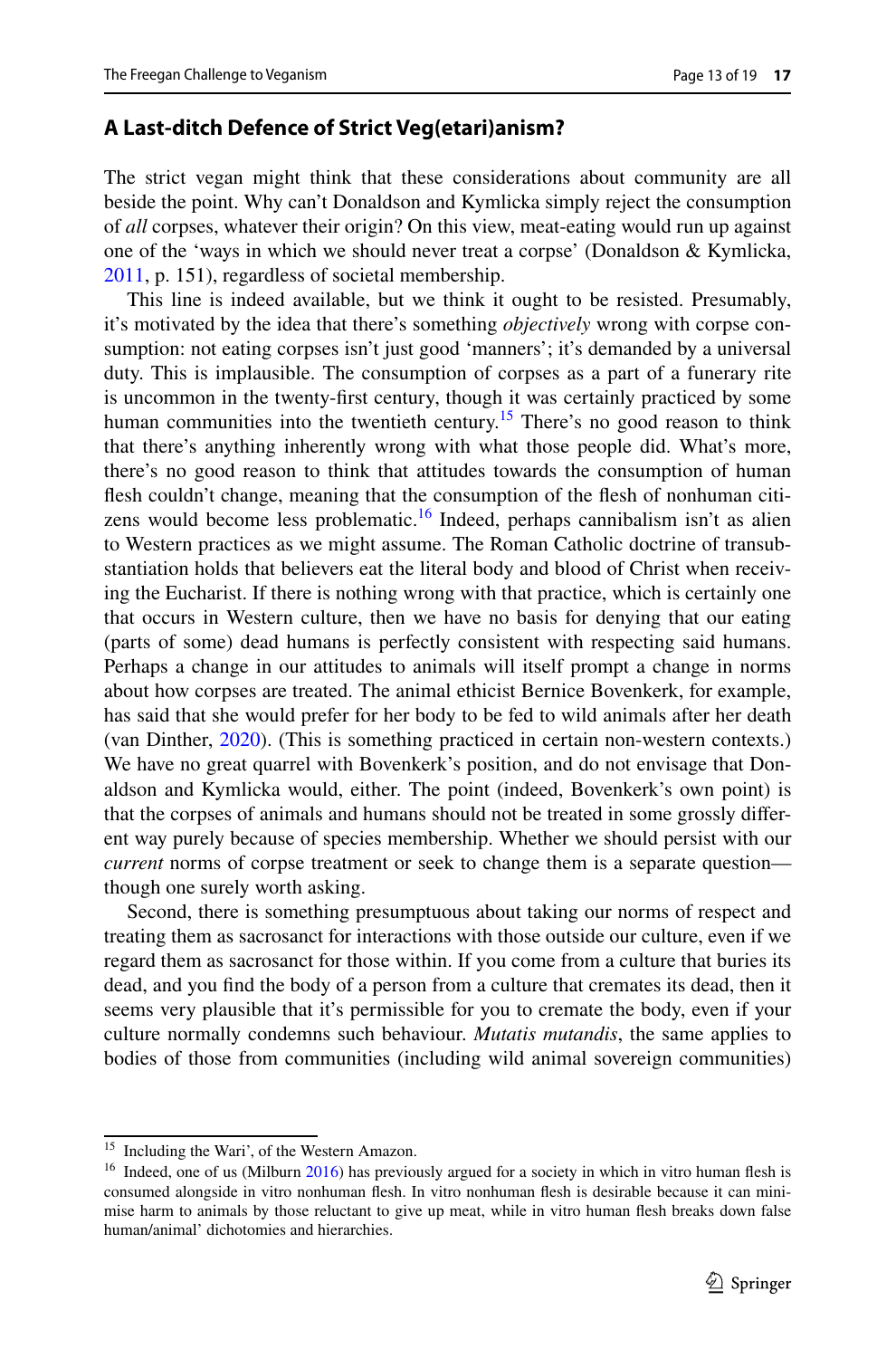### A Last-ditch Defence of Strict Veg(etari)anism?

The strict vegan might think that these considerations about community are all beside the point. Why can't Donaldson and Kymlicka simply reject the consumption of *all* corpses, whatever their origin? On this view, meat-eating would run up against one of the 'ways in which we should never treat a corpse' (Donaldson & Kymlicka, 2011, p. 151), regardless of societal membership.

This line is indeed available, but we think it ought to be resisted. Presumably, it's motivated by the idea that there's something *objectively* wrong with corpse consumption: not eating corpses isn't just good 'manners'; it's demanded by a universal duty. This is implausible. The consumption of corpses as a part of a funerary rite is uncommon in the twenty-first century, though it was certainly practiced by some human communities into the twentieth century.[15] There's no good reason to think that there's anything inherently wrong with what those people did. What's more, there's no good reason to think that attitudes towards the consumption of human flesh couldn't change, meaning that the consumption of the flesh of nonhuman citizens would become less problematic.[16] Indeed, perhaps cannibalism isn't as alien to Western practices as we might assume. The Roman Catholic doctrine of transubstantiation holds that believers eat the literal body and blood of Christ when receiving the Eucharist. If there is nothing wrong with that practice, which is certainly one that occurs in Western culture, then we have no basis for denying that our eating (parts of some) dead humans is perfectly consistent with respecting said humans. Perhaps a change in our attitudes to animals will itself prompt a change in norms about how corpses are treated. The animal ethicist Bernice Bovenkerk, for example, has said that she would prefer for her body to be fed to wild animals after her death (van Dinther, 2020). (This is something practiced in certain non-western contexts.) We have no great quarrel with Bovenkerk's position, and do not envisage that Donaldson and Kymlicka would, either. The point (indeed, Bovenkerk's own point) is that the corpses of animals and humans should not be treated in some grossly different way purely because of species membership. Whether we should persist with our *current* norms of corpse treatment or seek to change them is a separate question—though one surely worth asking.

Second, there is something presumptuous about taking our norms of respect and treating them as sacrosanct for interactions with those outside our culture, even if we regard them as sacrosanct for those within. If you come from a culture that buries its dead, and you find the body of a person from a culture that cremates its dead, then it seems very plausible that it's permissible for you to cremate the body, even if your culture normally condemns such behaviour. *Mutatis mutandis*, the same applies to bodies of those from communities (including wild animal sovereign communities)

---

[15] Including the Wari', of the Western Amazon.

[16] Indeed, one of us (Milburn 2016) has previously argued for a society in which in vitro human flesh is consumed alongside in vitro nonhuman flesh. In vitro nonhuman flesh is desirable because it can minimise harm to animals by those reluctant to give up meat, while in vitro human flesh breaks down false human/animal' dichotomies and hierarchies.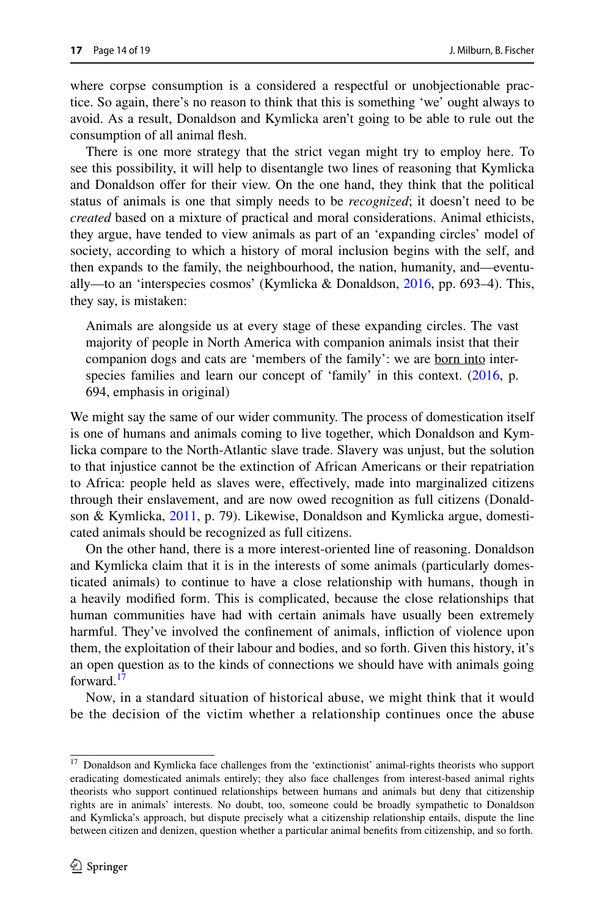where corpse consumption is a considered a respectful or unobjectionable practice. So again, there's no reason to think that this is something 'we' ought always to avoid. As a result, Donaldson and Kymlicka aren't going to be able to rule out the consumption of all animal flesh.

There is one more strategy that the strict vegan might try to employ here. To see this possibility, it will help to disentangle two lines of reasoning that Kymlicka and Donaldson offer for their view. On the one hand, they think that the political status of animals is one that simply needs to be *recognized*; it doesn't need to be *created* based on a mixture of practical and moral considerations. Animal ethicists, they argue, have tended to view animals as part of an 'expanding circles' model of society, according to which a history of moral inclusion begins with the self, and then expands to the family, the neighbourhood, the nation, humanity, and—eventually—to an 'interspecies cosmos' (Kymlicka & Donaldson, 2016, pp. 693–4). This, they say, is mistaken:

> Animals are alongside us at every stage of these expanding circles. The vast majority of people in North America with companion animals insist that their companion dogs and cats are 'members of the family': we are <u>born into</u> interspecies families and learn our concept of 'family' in this context. (2016, p. 694, emphasis in original)

We might say the same of our wider community. The process of domestication itself is one of humans and animals coming to live together, which Donaldson and Kymlicka compare to the North-Atlantic slave trade. Slavery was unjust, but the solution to that injustice cannot be the extinction of African Americans or their repatriation to Africa: people held as slaves were, effectively, made into marginalized citizens through their enslavement, and are now owed recognition as full citizens (Donaldson & Kymlicka, 2011, p. 79). Likewise, Donaldson and Kymlicka argue, domesticated animals should be recognized as full citizens.

On the other hand, there is a more interest-oriented line of reasoning. Donaldson and Kymlicka claim that it is in the interests of some animals (particularly domesticated animals) to continue to have a close relationship with humans, though in a heavily modified form. This is complicated, because the close relationships that human communities have had with certain animals have usually been extremely harmful. They've involved the confinement of animals, infliction of violence upon them, the exploitation of their labour and bodies, and so forth. Given this history, it's an open question as to the kinds of connections we should have with animals going forward.[17]

Now, in a standard situation of historical abuse, we might think that it would be the decision of the victim whether a relationship continues once the abuse

---

[17] Donaldson and Kymlicka face challenges from the 'extinctionist' animal-rights theorists who support eradicating domesticated animals entirely; they also face challenges from interest-based animal rights theorists who support continued relationships between humans and animals but deny that citizenship rights are in animals' interests. No doubt, too, someone could be broadly sympathetic to Donaldson and Kymlicka's approach, but dispute precisely what a citizenship relationship entails, dispute the line between citizen and denizen, question whether a particular animal benefits from citizenship, and so forth.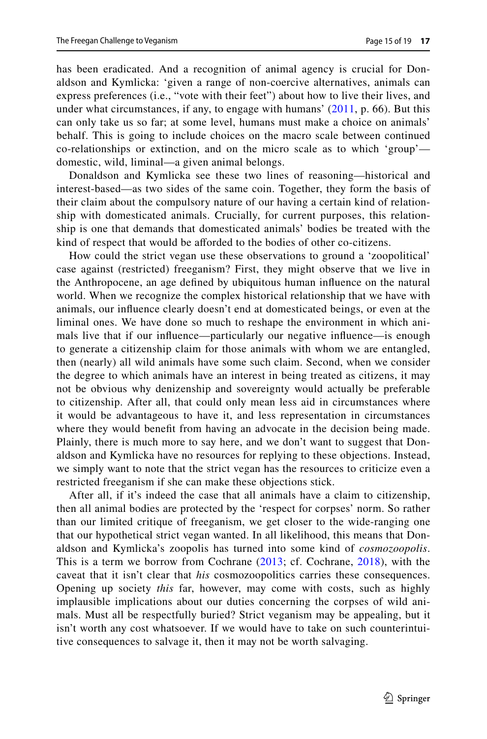has been eradicated. And a recognition of animal agency is crucial for Donaldson and Kymlicka: 'given a range of non-coercive alternatives, animals can express preferences (i.e., "vote with their feet") about how to live their lives, and under what circumstances, if any, to engage with humans' (2011, p. 66). But this can only take us so far; at some level, humans must make a choice on animals' behalf. This is going to include choices on the macro scale between continued co-relationships or extinction, and on the micro scale as to which 'group'—domestic, wild, liminal—a given animal belongs.

Donaldson and Kymlicka see these two lines of reasoning—historical and interest-based—as two sides of the same coin. Together, they form the basis of their claim about the compulsory nature of our having a certain kind of relationship with domesticated animals. Crucially, for current purposes, this relationship is one that demands that domesticated animals' bodies be treated with the kind of respect that would be afforded to the bodies of other co-citizens.

How could the strict vegan use these observations to ground a 'zoopolitical' case against (restricted) freeganism? First, they might observe that we live in the Anthropocene, an age defined by ubiquitous human influence on the natural world. When we recognize the complex historical relationship that we have with animals, our influence clearly doesn't end at domesticated beings, or even at the liminal ones. We have done so much to reshape the environment in which animals live that if our influence—particularly our negative influence—is enough to generate a citizenship claim for those animals with whom we are entangled, then (nearly) all wild animals have some such claim. Second, when we consider the degree to which animals have an interest in being treated as citizens, it may not be obvious why denizenship and sovereignty would actually be preferable to citizenship. After all, that could only mean less aid in circumstances where it would be advantageous to have it, and less representation in circumstances where they would benefit from having an advocate in the decision being made. Plainly, there is much more to say here, and we don't want to suggest that Donaldson and Kymlicka have no resources for replying to these objections. Instead, we simply want to note that the strict vegan has the resources to criticize even a restricted freeganism if she can make these objections stick.

After all, if it's indeed the case that all animals have a claim to citizenship, then all animal bodies are protected by the 'respect for corpses' norm. So rather than our limited critique of freeganism, we get closer to the wide-ranging one that our hypothetical strict vegan wanted. In all likelihood, this means that Donaldson and Kymlicka's zoopolis has turned into some kind of *cosmozoopolis*. This is a term we borrow from Cochrane (2013; cf. Cochrane, 2018), with the caveat that it isn't clear that *his* cosmozoopolitics carries these consequences. Opening up society *this* far, however, may come with costs, such as highly implausible implications about our duties concerning the corpses of wild animals. Must all be respectfully buried? Strict veganism may be appealing, but it isn't worth any cost whatsoever. If we would have to take on such counterintuitive consequences to salvage it, then it may not be worth salvaging.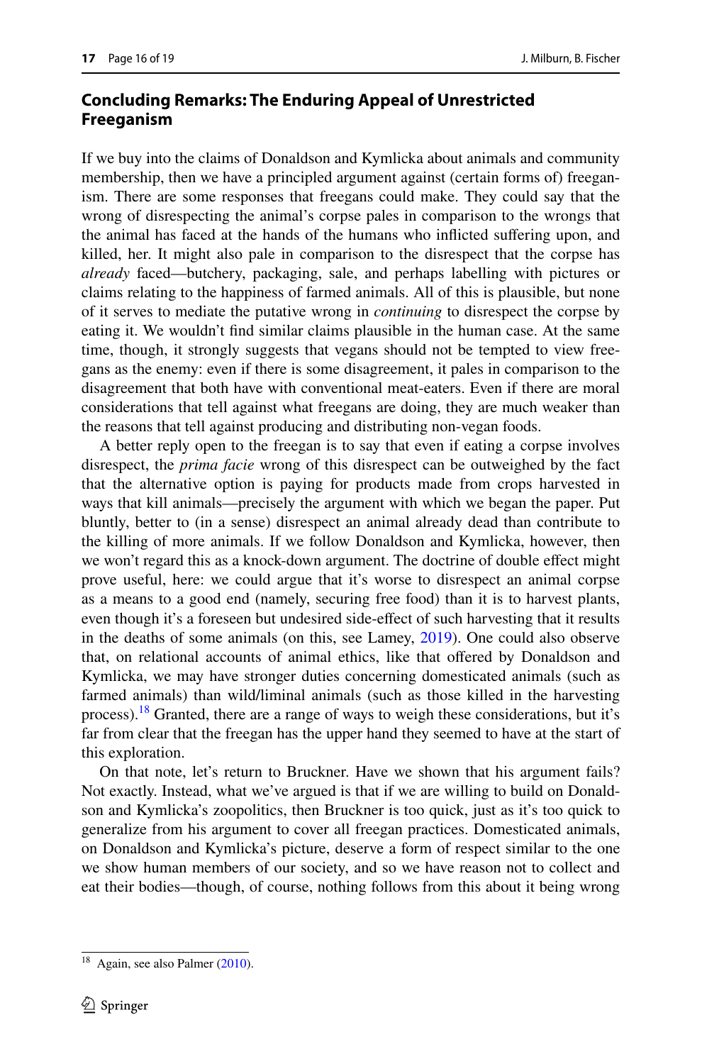## Concluding Remarks: The Enduring Appeal of Unrestricted Freeganism

If we buy into the claims of Donaldson and Kymlicka about animals and community membership, then we have a principled argument against (certain forms of) freeganism. There are some responses that freegans could make. They could say that the wrong of disrespecting the animal's corpse pales in comparison to the wrongs that the animal has faced at the hands of the humans who inflicted suffering upon, and killed, her. It might also pale in comparison to the disrespect that the corpse has *already* faced—butchery, packaging, sale, and perhaps labelling with pictures or claims relating to the happiness of farmed animals. All of this is plausible, but none of it serves to mediate the putative wrong in *continuing* to disrespect the corpse by eating it. We wouldn't find similar claims plausible in the human case. At the same time, though, it strongly suggests that vegans should not be tempted to view freegans as the enemy: even if there is some disagreement, it pales in comparison to the disagreement that both have with conventional meat-eaters. Even if there are moral considerations that tell against what freegans are doing, they are much weaker than the reasons that tell against producing and distributing non-vegan foods.

A better reply open to the freegan is to say that even if eating a corpse involves disrespect, the *prima facie* wrong of this disrespect can be outweighed by the fact that the alternative option is paying for products made from crops harvested in ways that kill animals—precisely the argument with which we began the paper. Put bluntly, better to (in a sense) disrespect an animal already dead than contribute to the killing of more animals. If we follow Donaldson and Kymlicka, however, then we won't regard this as a knock-down argument. The doctrine of double effect might prove useful, here: we could argue that it's worse to disrespect an animal corpse as a means to a good end (namely, securing free food) than it is to harvest plants, even though it's a foreseen but undesired side-effect of such harvesting that it results in the deaths of some animals (on this, see Lamey, 2019). One could also observe that, on relational accounts of animal ethics, like that offered by Donaldson and Kymlicka, we may have stronger duties concerning domesticated animals (such as farmed animals) than wild/liminal animals (such as those killed in the harvesting process).[18] Granted, there are a range of ways to weigh these considerations, but it's far from clear that the freegan has the upper hand they seemed to have at the start of this exploration.

On that note, let's return to Bruckner. Have we shown that his argument fails? Not exactly. Instead, what we've argued is that if we are willing to build on Donaldson and Kymlicka's zoopolitics, then Bruckner is too quick, just as it's too quick to generalize from his argument to cover all freegan practices. Domesticated animals, on Donaldson and Kymlicka's picture, deserve a form of respect similar to the one we show human members of our society, and so we have reason not to collect and eat their bodies—though, of course, nothing follows from this about it being wrong

---

[18] Again, see also Palmer (2010).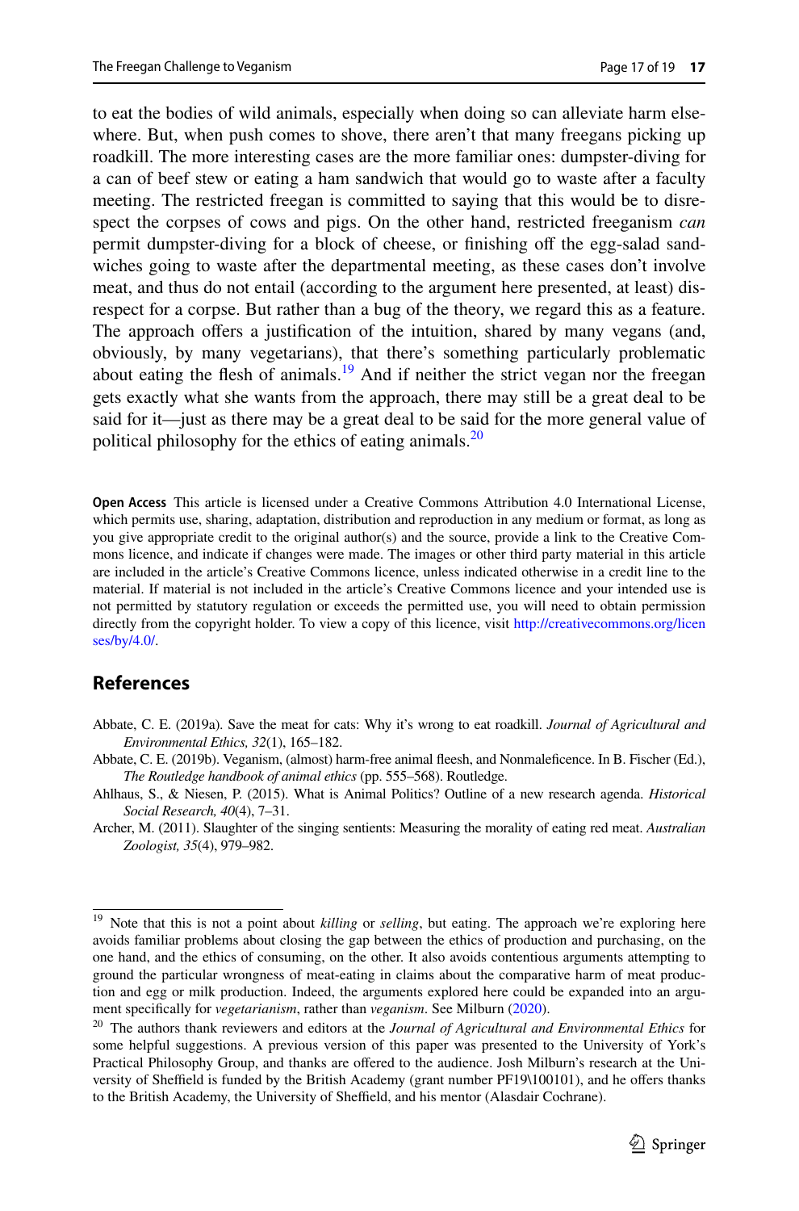to eat the bodies of wild animals, especially when doing so can alleviate harm elsewhere. But, when push comes to shove, there aren't that many freegans picking up roadkill. The more interesting cases are the more familiar ones: dumpster-diving for a can of beef stew or eating a ham sandwich that would go to waste after a faculty meeting. The restricted freegan is committed to saying that this would be to disrespect the corpses of cows and pigs. On the other hand, restricted freeganism *can* permit dumpster-diving for a block of cheese, or finishing off the egg-salad sandwiches going to waste after the departmental meeting, as these cases don't involve meat, and thus do not entail (according to the argument here presented, at least) disrespect for a corpse. But rather than a bug of the theory, we regard this as a feature. The approach offers a justification of the intuition, shared by many vegans (and, obviously, by many vegetarians), that there's something particularly problematic about eating the flesh of animals.[19] And if neither the strict vegan nor the freegan gets exactly what she wants from the approach, there may still be a great deal to be said for it—just as there may be a great deal to be said for the more general value of political philosophy for the ethics of eating animals.[20]

**Open Access** This article is licensed under a Creative Commons Attribution 4.0 International License, which permits use, sharing, adaptation, distribution and reproduction in any medium or format, as long as you give appropriate credit to the original author(s) and the source, provide a link to the Creative Commons licence, and indicate if changes were made. The images or other third party material in this article are included in the article's Creative Commons licence, unless indicated otherwise in a credit line to the material. If material is not included in the article's Creative Commons licence and your intended use is not permitted by statutory regulation or exceeds the permitted use, you will need to obtain permission directly from the copyright holder. To view a copy of this licence, visit http://creativecommons.org/licenses/by/4.0/.

## References

Abbate, C. E. (2019a). Save the meat for cats: Why it's wrong to eat roadkill. *Journal of Agricultural and Environmental Ethics, 32*(1), 165–182.

Abbate, C. E. (2019b). Veganism, (almost) harm-free animal fleesh, and Nonmaleficence. In B. Fischer (Ed.), *The Routledge handbook of animal ethics* (pp. 555–568). Routledge.

Ahlhaus, S., & Niesen, P. (2015). What is Animal Politics? Outline of a new research agenda. *Historical Social Research, 40*(4), 7–31.

Archer, M. (2011). Slaughter of the singing sentients: Measuring the morality of eating red meat. *Australian Zoologist, 35*(4), 979–982.

---

[19] Note that this is not a point about *killing* or *selling*, but eating. The approach we're exploring here avoids familiar problems about closing the gap between the ethics of production and purchasing, on the one hand, and the ethics of consuming, on the other. It also avoids contentious arguments attempting to ground the particular wrongness of meat-eating in claims about the comparative harm of meat production and egg or milk production. Indeed, the arguments explored here could be expanded into an argument specifically for *vegetarianism*, rather than *veganism*. See Milburn (2020).

[20] The authors thank reviewers and editors at the *Journal of Agricultural and Environmental Ethics* for some helpful suggestions. A previous version of this paper was presented to the University of York's Practical Philosophy Group, and thanks are offered to the audience. Josh Milburn's research at the University of Sheffield is funded by the British Academy (grant number PF19\100101), and he offers thanks to the British Academy, the University of Sheffield, and his mentor (Alasdair Cochrane).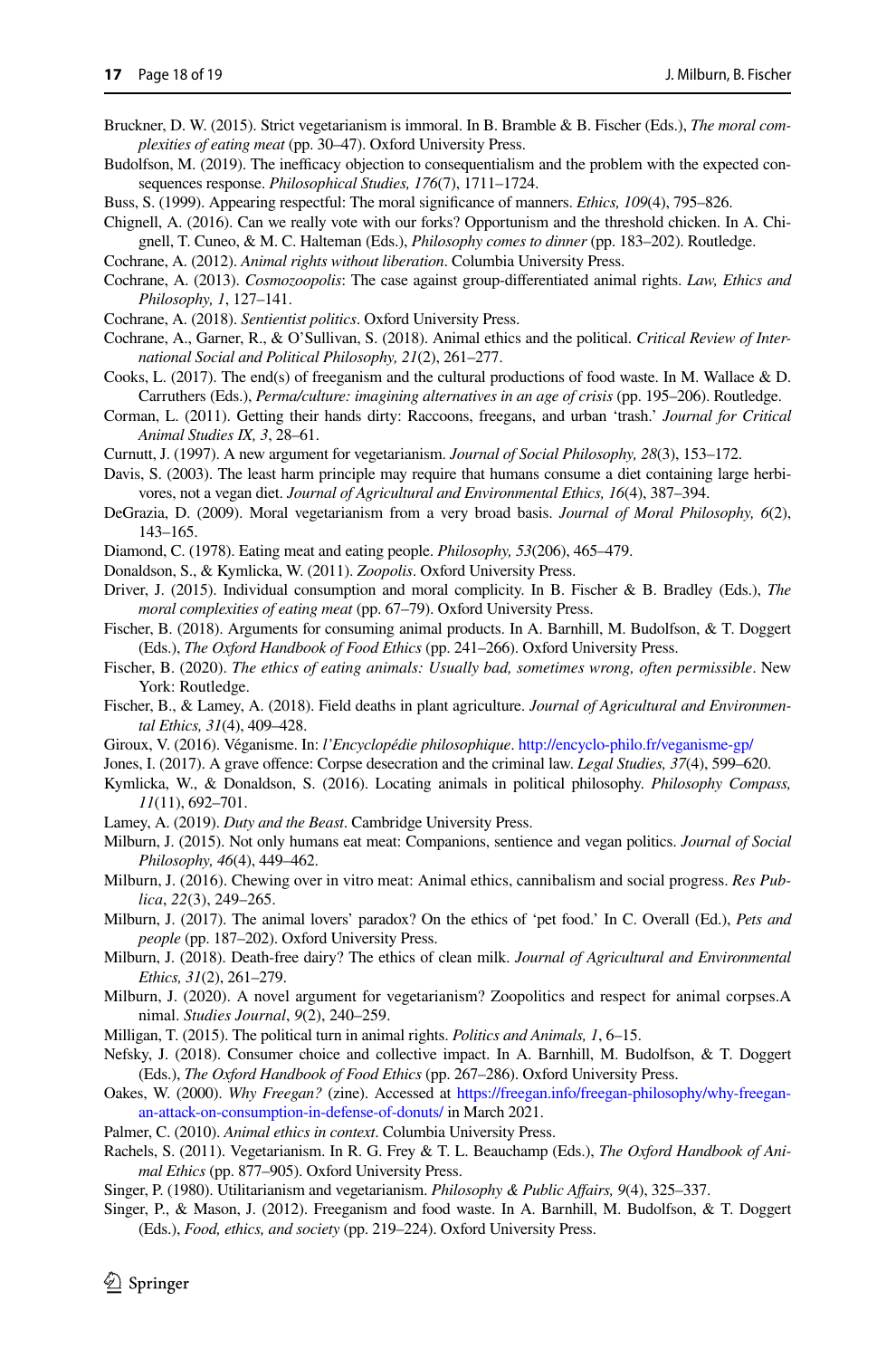Bruckner, D. W. (2015). Strict vegetarianism is immoral. In B. Bramble & B. Fischer (Eds.), *The moral complexities of eating meat* (pp. 30–47). Oxford University Press.

Budolfson, M. (2019). The inefficacy objection to consequentialism and the problem with the expected consequences response. *Philosophical Studies, 176*(7), 1711–1724.

Buss, S. (1999). Appearing respectful: The moral significance of manners. *Ethics, 109*(4), 795–826.

Chignell, A. (2016). Can we really vote with our forks? Opportunism and the threshold chicken. In A. Chignell, T. Cuneo, & M. C. Halteman (Eds.), *Philosophy comes to dinner* (pp. 183–202). Routledge.

Cochrane, A. (2012). *Animal rights without liberation*. Columbia University Press.

Cochrane, A. (2013). *Cosmozoopolis*: The case against group-differentiated animal rights. *Law, Ethics and Philosophy, 1*, 127–141.

Cochrane, A. (2018). *Sentientist politics*. Oxford University Press.

Cochrane, A., Garner, R., & O'Sullivan, S. (2018). Animal ethics and the political. *Critical Review of International Social and Political Philosophy, 21*(2), 261–277.

Cooks, L. (2017). The end(s) of freeganism and the cultural productions of food waste. In M. Wallace & D. Carrruthers (Eds.), *Perma/culture: imagining alternatives in an age of crisis* (pp. 195–206). Routledge.

Corman, L. (2011). Getting their hands dirty: Raccoons, freegans, and urban 'trash.' *Journal for Critical Animal Studies IX, 3*, 28–61.

Curnutt, J. (1997). A new argument for vegetarianism. *Journal of Social Philosophy, 28*(3), 153–172.

Davis, S. (2003). The least harm principle may require that humans consume a diet containing large herbivores, not a vegan diet. *Journal of Agricultural and Environmental Ethics, 16*(4), 387–394.

DeGrazia, D. (2009). Moral vegetarianism from a very broad basis. *Journal of Moral Philosophy, 6*(2), 143–165.

Diamond, C. (1978). Eating meat and eating people. *Philosophy, 53*(206), 465–479.

Donaldson, S., & Kymlicka, W. (2011). *Zoopolis*. Oxford University Press.

Driver, J. (2015). Individual consumption and moral complicity. In B. Fischer & B. Bradley (Eds.), *The moral complexities of eating meat* (pp. 67–79). Oxford University Press.

Fischer, B. (2018). Arguments for consuming animal products. In A. Barnhill, M. Budolfson, & T. Doggert (Eds.), *The Oxford Handbook of Food Ethics* (pp. 241–266). Oxford University Press.

Fischer, B. (2020). *The ethics of eating animals: Usually bad, sometimes wrong, often permissible*. New York: Routledge.

Fischer, B., & Lamey, A. (2018). Field deaths in plant agriculture. *Journal of Agricultural and Environmental Ethics, 31*(4), 409–428.

Giroux, V. (2016). Véganisme. In: *l'Encyclopédie philosophique*. http://encyclo-philo.fr/veganisme-gp/

Jones, I. (2017). A grave offence: Corpse desecration and the criminal law. *Legal Studies, 37*(4), 599–620.

Kymlicka, W., & Donaldson, S. (2016). Locating animals in political philosophy. *Philosophy Compass, 11*(11), 692–701.

Lamey, A. (2019). *Duty and the Beast*. Cambridge University Press.

Milburn, J. (2015). Not only humans eat meat: Companions, sentience and vegan politics. *Journal of Social Philosophy, 46*(4), 449–462.

Milburn, J. (2016). Chewing over in vitro meat: Animal ethics, cannibalism and social progress. *Res Publica*, *22*(3), 249–265.

Milburn, J. (2017). The animal lovers' paradox? On the ethics of 'pet food.' In C. Overall (Ed.), *Pets and people* (pp. 187–202). Oxford University Press.

Milburn, J. (2018). Death-free dairy? The ethics of clean milk. *Journal of Agricultural and Environmental Ethics, 31*(2), 261–279.

Milburn, J. (2020). A novel argument for vegetarianism? Zoopolitics and respect for animal corpses.A nimal. *Studies Journal*, *9*(2), 240–259.

Milligan, T. (2015). The political turn in animal rights. *Politics and Animals, 1*, 6–15.

Nefsky, J. (2018). Consumer choice and collective impact. In A. Barnhill, M. Budolfson, & T. Doggert (Eds.), *The Oxford Handbook of Food Ethics* (pp. 267–286). Oxford University Press.

Oakes, W. (2000). *Why Freegan?* (zine). Accessed at https://freegan.info/freegan-philosophy/why-freegan-an-attack-on-consumption-in-defense-of-donuts/ in March 2021.

Palmer, C. (2010). *Animal ethics in context*. Columbia University Press.

Rachels, S. (2011). Vegetarianism. In R. G. Frey & T. L. Beauchamp (Eds.), *The Oxford Handbook of Animal Ethics* (pp. 877–905). Oxford University Press.

Singer, P. (1980). Utilitarianism and vegetarianism. *Philosophy & Public Affairs, 9*(4), 325–337.

Singer, P., & Mason, J. (2012). Freeganism and food waste. In A. Barnhill, M. Budolfson, & T. Doggert (Eds.), *Food, ethics, and society* (pp. 219–224). Oxford University Press.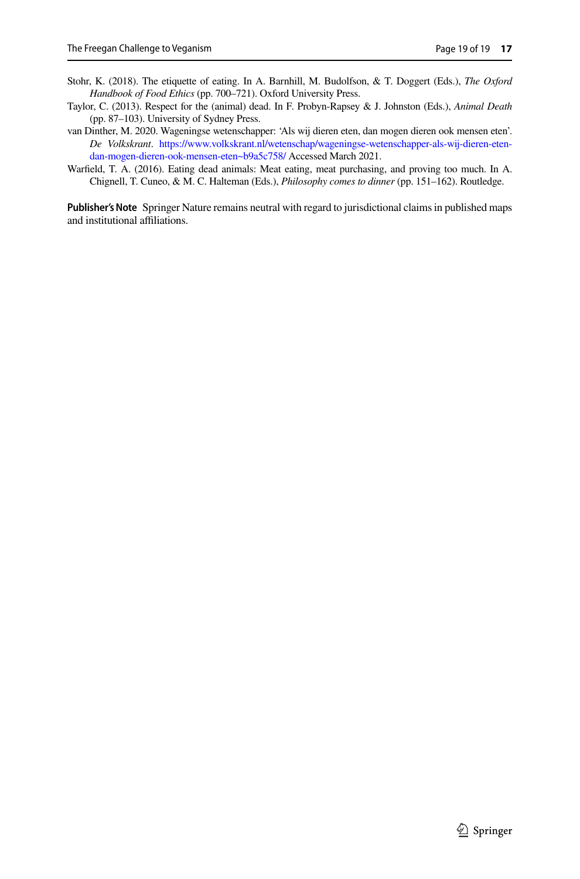Stohr, K. (2018). The etiquette of eating. In A. Barnhill, M. Budolfson, & T. Doggert (Eds.), *The Oxford Handbook of Food Ethics* (pp. 700–721). Oxford University Press.

Taylor, C. (2013). Respect for the (animal) dead. In F. Probyn-Rapsey & J. Johnston (Eds.), *Animal Death* (pp. 87–103). University of Sydney Press.

van Dinther, M. 2020. Wageningse wetenschapper: 'Als wij dieren eten, dan mogen dieren ook mensen eten'. *De Volkskrant*. https://www.volkskrant.nl/wetenschap/wageningse-wetenschapper-als-wij-dieren-eten-dan-mogen-dieren-ook-mensen-eten~b9a5c758/ Accessed March 2021.

Warfield, T. A. (2016). Eating dead animals: Meat eating, meat purchasing, and proving too much. In A. Chignell, T. Cuneo, & M. C. Halteman (Eds.), *Philosophy comes to dinner* (pp. 151–162). Routledge.

**Publisher's Note** Springer Nature remains neutral with regard to jurisdictional claims in published maps and institutional affiliations.